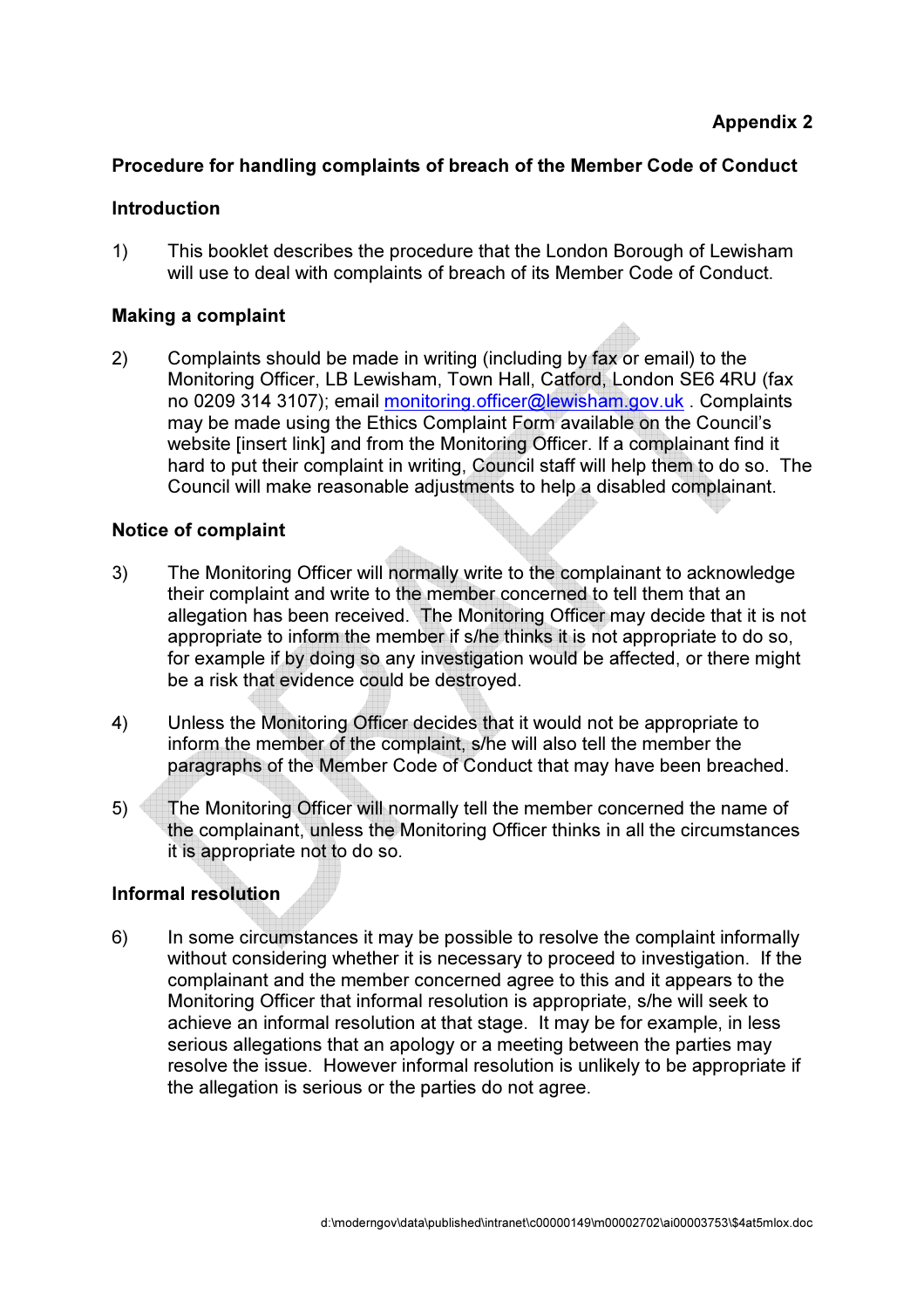**Appendix 2**

## Procedure for handling complaints of breach of the Member Code of Conduct

### Introduction

1) This booklet describes the procedure that the London Borough of Lewisham will use to deal with complaints of breach of its Member Code of Conduct.

### Making a complaint

2) Complaints should be made in writing (including by fax or email) to the Monitoring Officer, LB Lewisham, Town Hall, Catford, London SE6 4RU (fax no 0209 314 3107); email monitoring.officer@lewisham.gov.uk . Complaints may be made using the Ethics Complaint Form available on the Council's website [insert link] and from the Monitoring Officer. If a complainant find it hard to put their complaint in writing, Council staff will help them to do so. The Council will make reasonable adjustments to help a disabled complainant.

### Notice of complaint

3) The Monitoring Officer will normally write to the complainant to acknowledge their complaint and write to the member concerned to tell them that an allegation has been received. The Monitoring Officer may decide that it is not appropriate to inform the member if s/he thinks it is not appropriate to do so, for example if by doing so any investigation would be affected, or there might be a risk that evidence could be destroyed.

4) Unless the Monitoring Officer decides that it would not be appropriate to inform the member of the complaint, s/he will also tell the member the paragraphs of the Member Code of Conduct that may have been breached.

5) The Monitoring Officer will normally tell the member concerned the name of the complainant, unless the Monitoring Officer thinks in all the circumstances it is appropriate not to do so.

### Informal resolution

6) In some circumstances it may be possible to resolve the complaint informally without considering whether it is necessary to proceed to investigation. If the complainant and the member concerned agree to this and it appears to the Monitoring Officer that informal resolution is appropriate, s/he will seek to achieve an informal resolution at that stage. It may be for example, in less serious allegations that an apology or a meeting between the parties may resolve the issue. However informal resolution is unlikely to be appropriate if the allegation is serious or the parties do not agree.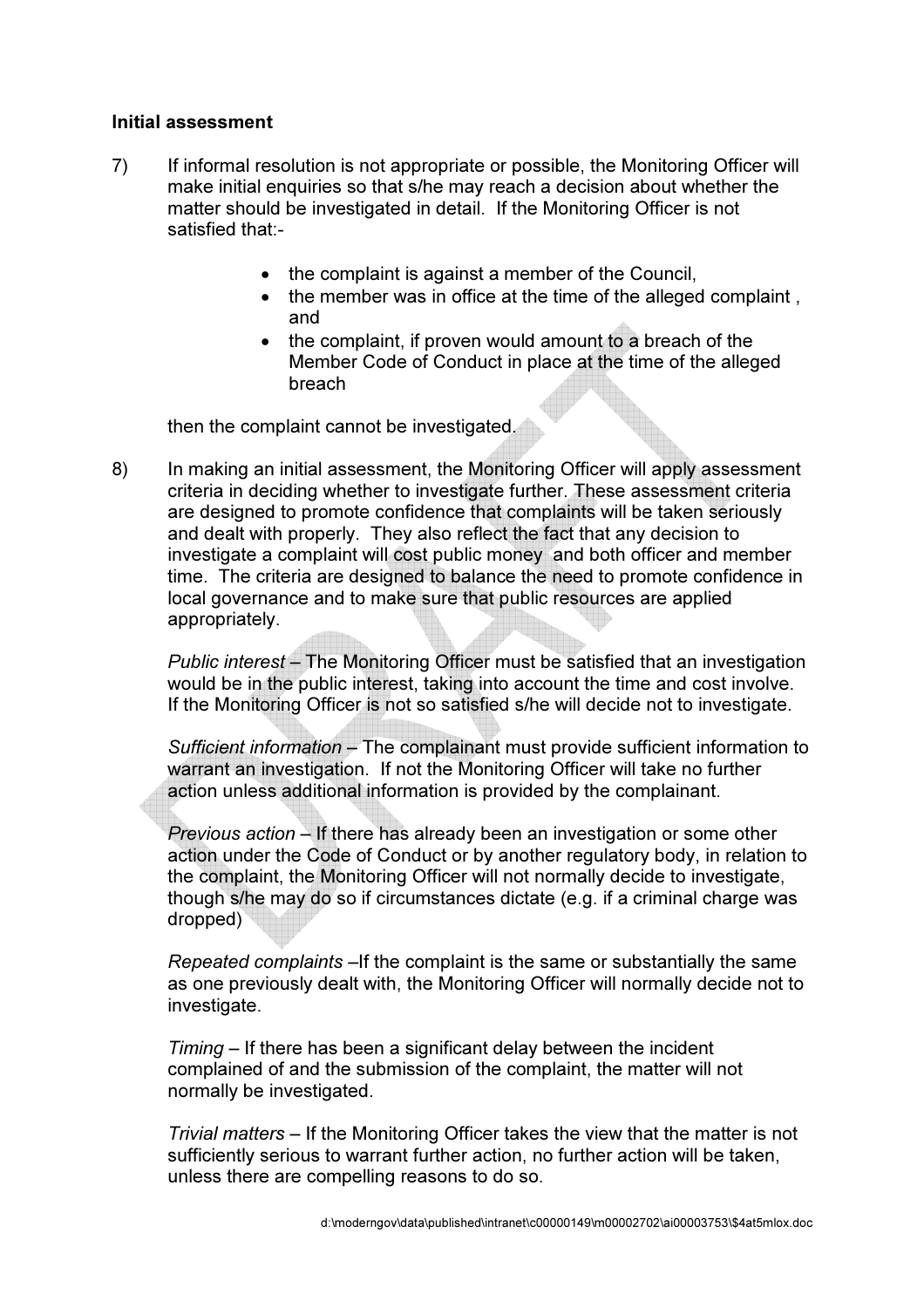**Initial assessment**

7) If informal resolution is not appropriate or possible, the Monitoring Officer will make initial enquiries so that s/he may reach a decision about whether the matter should be investigated in detail. If the Monitoring Officer is not satisfied that:-

- the complaint is against a member of the Council,
- the member was in office at the time of the alleged complaint , and
- the complaint, if proven would amount to a breach of the Member Code of Conduct in place at the time of the alleged breach

then the complaint cannot be investigated.

8) In making an initial assessment, the Monitoring Officer will apply assessment criteria in deciding whether to investigate further. These assessment criteria are designed to promote confidence that complaints will be taken seriously and dealt with properly. They also reflect the fact that any decision to investigate a complaint will cost public money and both officer and member time. The criteria are designed to balance the need to promote confidence in local governance and to make sure that public resources are applied appropriately.

*Public interest* – The Monitoring Officer must be satisfied that an investigation would be in the public interest, taking into account the time and cost involve. If the Monitoring Officer is not so satisfied s/he will decide not to investigate.

*Sufficient information* – The complainant must provide sufficient information to warrant an investigation. If not the Monitoring Officer will take no further action unless additional information is provided by the complainant.

*Previous action* – If there has already been an investigation or some other action under the Code of Conduct or by another regulatory body, in relation to the complaint, the Monitoring Officer will not normally decide to investigate, though s/he may do so if circumstances dictate (e.g. if a criminal charge was dropped)

*Repeated complaints* –If the complaint is the same or substantially the same as one previously dealt with, the Monitoring Officer will normally decide not to investigate.

*Timing* – If there has been a significant delay between the incident complained of and the submission of the complaint, the matter will not normally be investigated.

*Trivial matters* – If the Monitoring Officer takes the view that the matter is not sufficiently serious to warrant further action, no further action will be taken, unless there are compelling reasons to do so.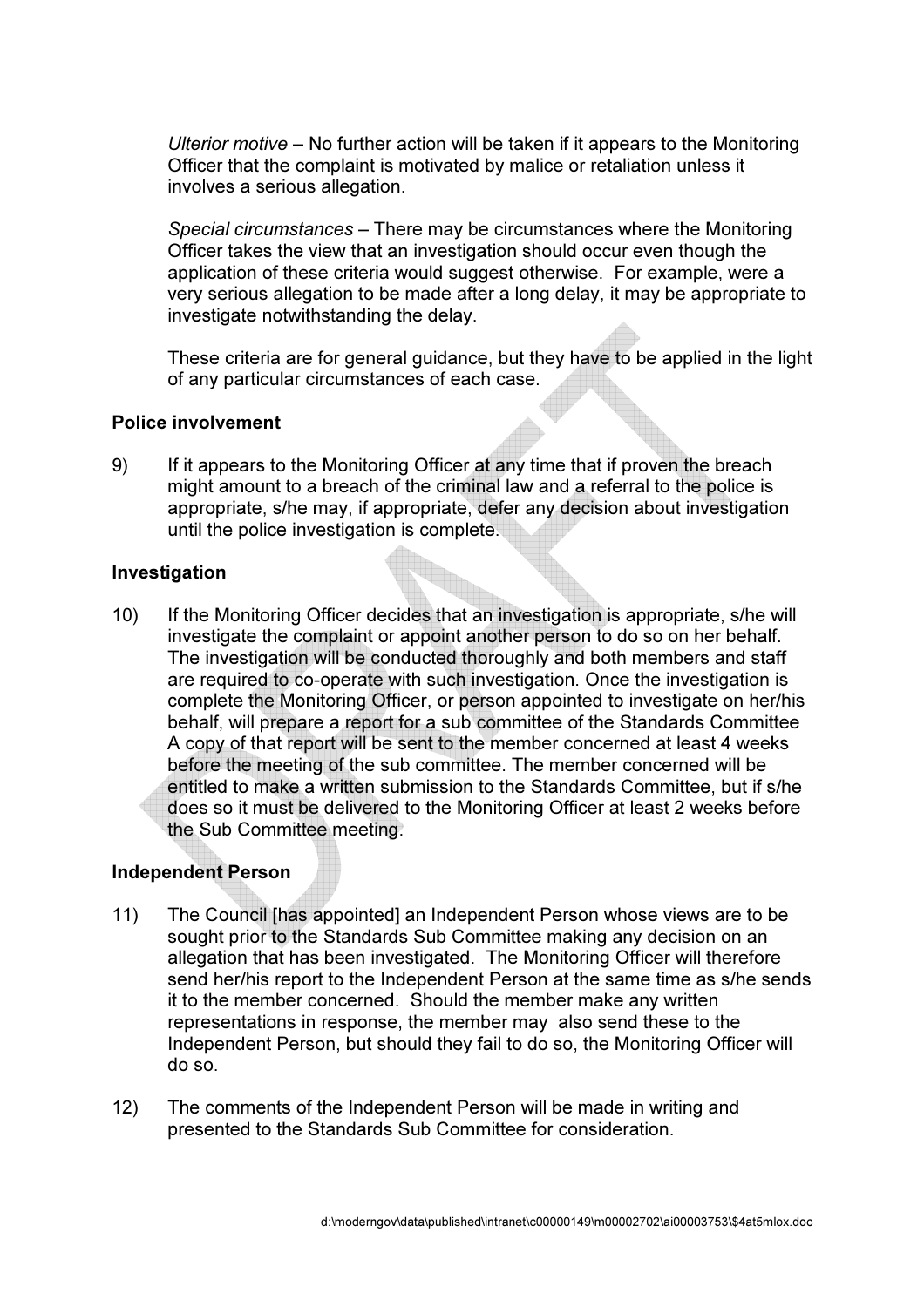*Ulterior motive* – No further action will be taken if it appears to the Monitoring Officer that the complaint is motivated by malice or retaliation unless it involves a serious allegation.

*Special circumstances* – There may be circumstances where the Monitoring Officer takes the view that an investigation should occur even though the application of these criteria would suggest otherwise. For example, were a very serious allegation to be made after a long delay, it may be appropriate to investigate notwithstanding the delay.

These criteria are for general guidance, but they have to be applied in the light of any particular circumstances of each case.

**Police involvement**

9) If it appears to the Monitoring Officer at any time that if proven the breach might amount to a breach of the criminal law and a referral to the police is appropriate, s/he may, if appropriate, defer any decision about investigation until the police investigation is complete.

**Investigation**

10) If the Monitoring Officer decides that an investigation is appropriate, s/he will investigate the complaint or appoint another person to do so on her behalf. The investigation will be conducted thoroughly and both members and staff are required to co-operate with such investigation. Once the investigation is complete the Monitoring Officer, or person appointed to investigate on her/his behalf, will prepare a report for a sub committee of the Standards Committee A copy of that report will be sent to the member concerned at least 4 weeks before the meeting of the sub committee. The member concerned will be entitled to make a written submission to the Standards Committee, but if s/he does so it must be delivered to the Monitoring Officer at least 2 weeks before the Sub Committee meeting.

**Independent Person**

11) The Council [has appointed] an Independent Person whose views are to be sought prior to the Standards Sub Committee making any decision on an allegation that has been investigated. The Monitoring Officer will therefore send her/his report to the Independent Person at the same time as s/he sends it to the member concerned. Should the member make any written representations in response, the member may also send these to the Independent Person, but should they fail to do so, the Monitoring Officer will do so.

12) The comments of the Independent Person will be made in writing and presented to the Standards Sub Committee for consideration.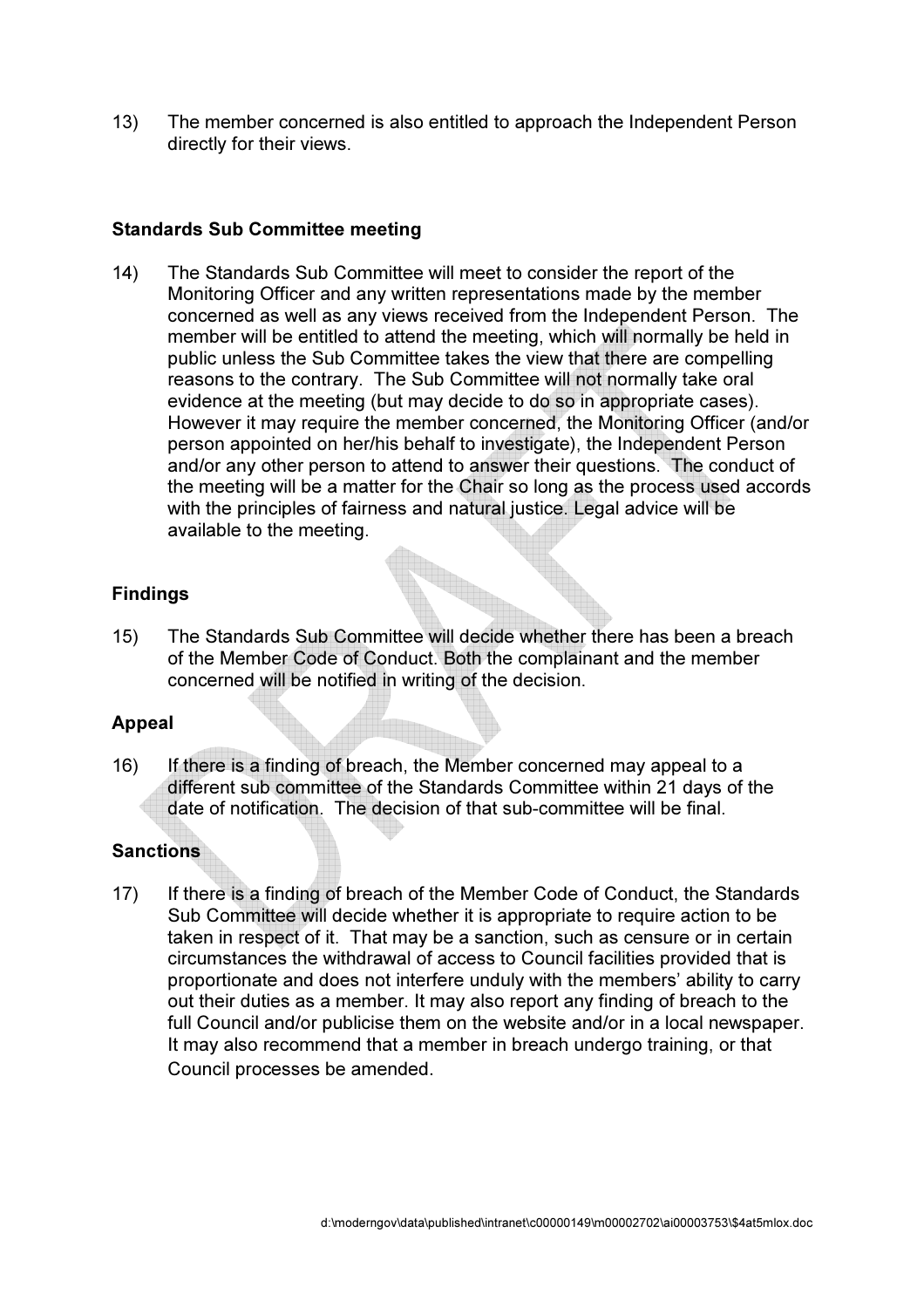13) The member concerned is also entitled to approach the Independent Person directly for their views.

### Standards Sub Committee meeting

14) The Standards Sub Committee will meet to consider the report of the Monitoring Officer and any written representations made by the member concerned as well as any views received from the Independent Person. The member will be entitled to attend the meeting, which will normally be held in public unless the Sub Committee takes the view that there are compelling reasons to the contrary. The Sub Committee will not normally take oral evidence at the meeting (but may decide to do so in appropriate cases). However it may require the member concerned, the Monitoring Officer (and/or person appointed on her/his behalf to investigate), the Independent Person and/or any other person to attend to answer their questions. The conduct of the meeting will be a matter for the Chair so long as the process used accords with the principles of fairness and natural justice. Legal advice will be available to the meeting.

### Findings

15) The Standards Sub Committee will decide whether there has been a breach of the Member Code of Conduct. Both the complainant and the member concerned will be notified in writing of the decision.

### Appeal

16) If there is a finding of breach, the Member concerned may appeal to a different sub committee of the Standards Committee within 21 days of the date of notification. The decision of that sub-committee will be final.

### Sanctions

17) If there is a finding of breach of the Member Code of Conduct, the Standards Sub Committee will decide whether it is appropriate to require action to be taken in respect of it. That may be a sanction, such as censure or in certain circumstances the withdrawal of access to Council facilities provided that is proportionate and does not interfere unduly with the members' ability to carry out their duties as a member. It may also report any finding of breach to the full Council and/or publicise them on the website and/or in a local newspaper. It may also recommend that a member in breach undergo training, or that Council processes be amended.